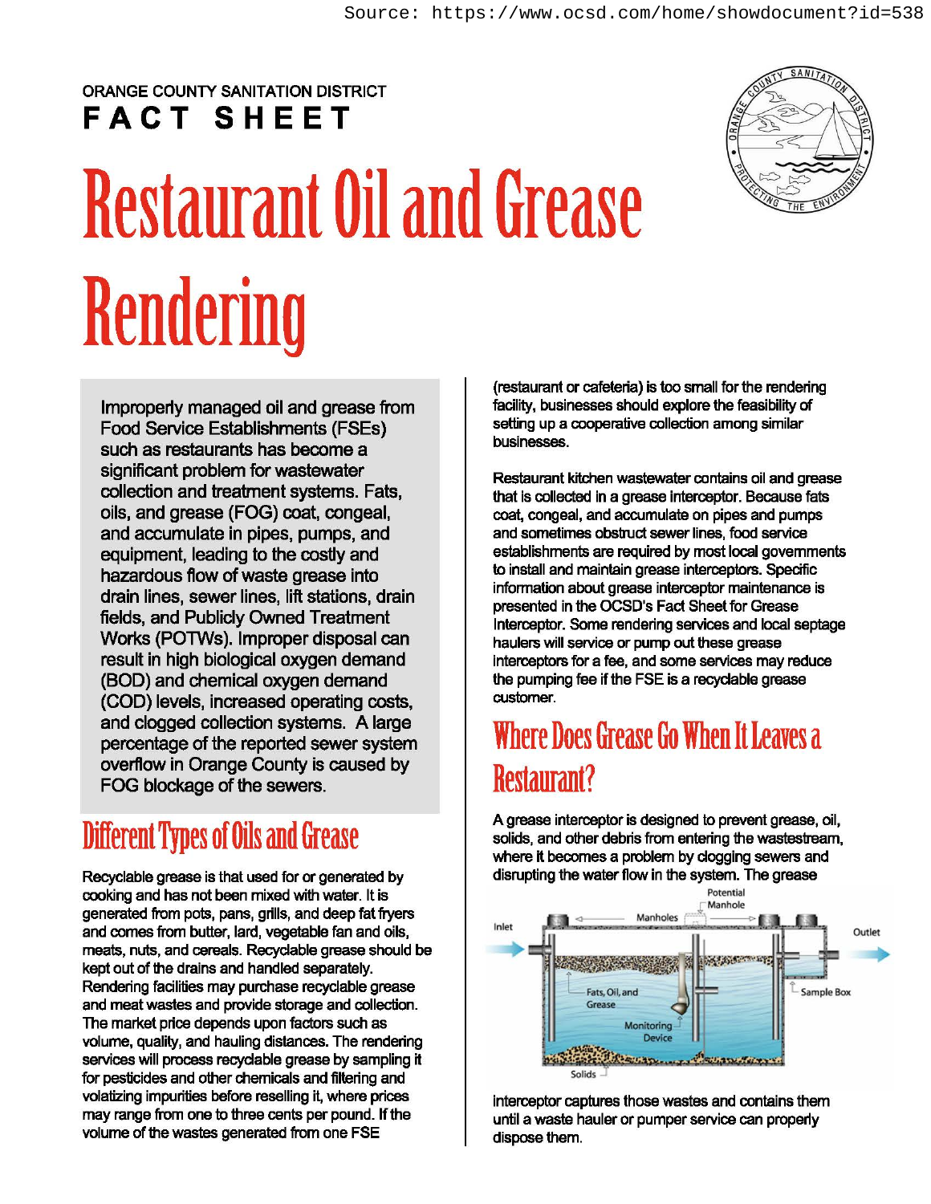ORANGE COUNTY SANITATION DISTRICT

**FACT SHEET**

# Restaurant Oil and Grease Rendering

Improperly managed oil and grease from Food Service Establishments (FSEs) such as restaurants has become a significant problem for wastewater collection and treatment systems. Fats, oils, and grease (FOG) coat, congeal, and accumulate in pipes, pumps, and equipment, leading to the costly and hazardous flow of waste grease into drain lines, sewer lines, lift stations, drain fields, and Publicly Owned Treatment Works (POTWs). Improper disposal can result in high biological oxygen demand (BOD) and chemical oxygen demand (COD) levels, increased operating costs, and clogged collection systems. A large percentage of the reported sewer system overflow in Orange County is caused by FOG blockage of the sewers.

## Different Types of Oils and Grease

Recyclable grease is that used for or generated by cooking and has not been mixed with water. It is generated from pots, pans, grills, and deep fat fryers and comes from butter, lard, vegetable fan and oils, meats, nuts, and cereals. Recyclable grease should be kept out of the drains and handled separately. Rendering facilities may purchase recyclable grease and meat wastes and provide storage and collection. The market price depends upon factors such as volume, quality, and hauling distances. The rendering services will process recyclable grease by sampling it for pesticides and other chemicals and filtering and volatizing impurities before reselling it, where prices may range from one to three cents per pound. If the volume of the wastes generated from one FSE (restaurant or cafeteria) is too small for the rendering facility, businesses should explore the feasibility of setting up a cooperative collection among similar businesses.

Restaurant kitchen wastewater contains oil and grease that is collected in a grease interceptor. Because fats coat, congeal, and accumulate on pipes and pumps and sometimes obstruct sewer lines, food service establishments are required by most local governments to install and maintain grease interceptors. Specific information about grease interceptor maintenance is presented in the OCSD's Fact Sheet for Grease Interceptor. Some rendering services and local septage haulers will service or pump out these grease interceptors for a fee, and some services may reduce the pumping fee if the FSE is a recyclable grease customer.

## Where Does Grease Go When It Leaves a Restaurant?

A grease interceptor is designed to prevent grease, oil, solids, and other debris from entering the wastestream, where it becomes a problem by clogging sewers and disrupting the water flow in the system. The grease interceptor captures those wastes and contains them until a waste hauler or pumper service can properly dispose them.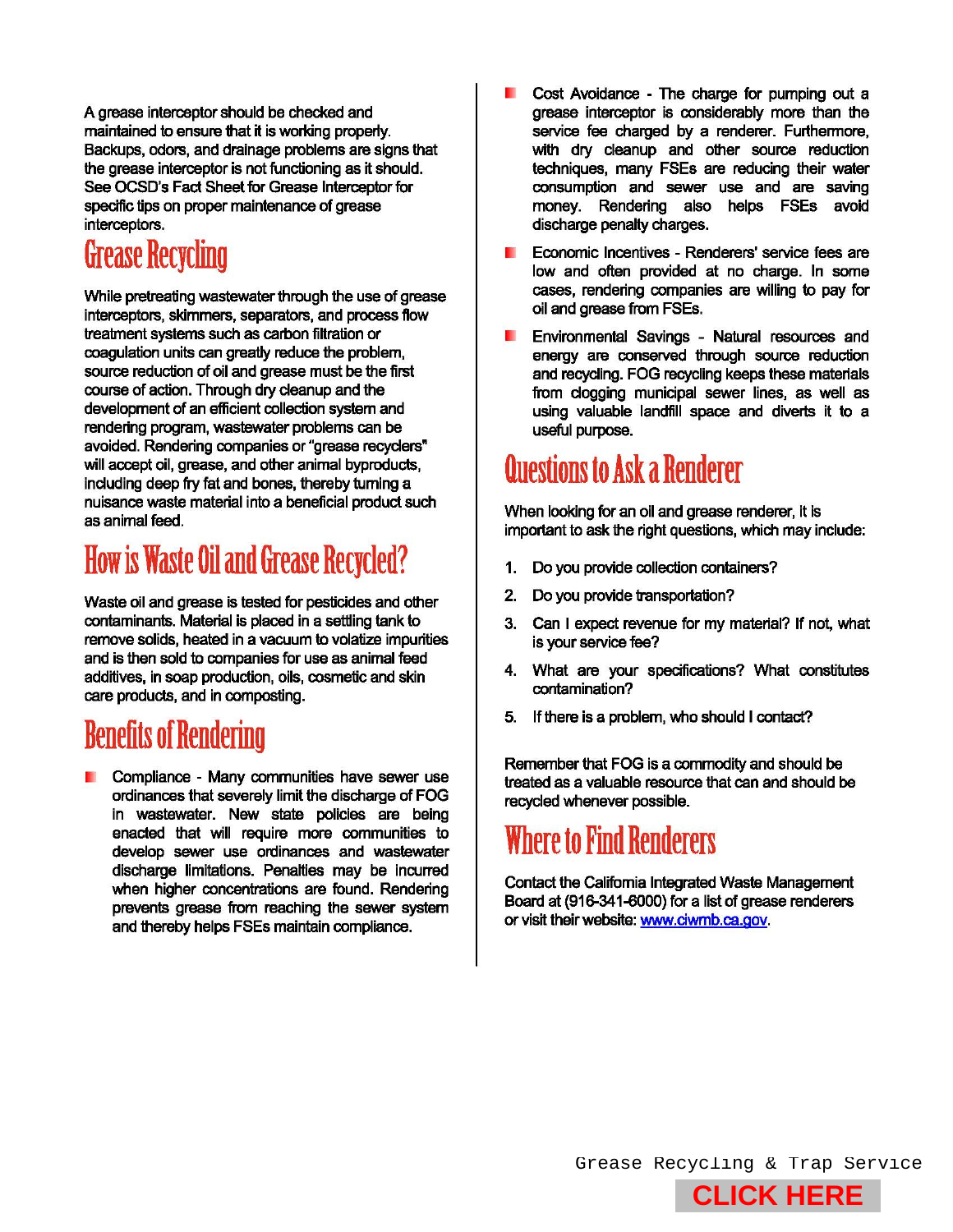A grease interceptor should be checked and maintained to ensure that it is working properly. Backups, odors, and drainage problems are signs that the grease interceptor is not functioning as it should. See OCSD's Fact Sheet for Grease Interceptor for specific tips on proper maintenance of grease interceptors.

## Grease Recycling

While pretreating wastewater through the use of grease interceptors, skimmers, separators, and process flow treatment systems such as carbon filtration or coagulation units can greatly reduce the problem, source reduction of oil and grease must be the first course of action. Through dry cleanup and the development of an efficient collection system and rendering program, wastewater problems can be avoided. Rendering companies or "grease recyclers" will accept oil, grease, and other animal byproducts, including deep fry fat and bones, thereby turning a nuisance waste material into a beneficial product such as animal feed.

## How is Waste Oil and Grease Recycled?

Waste oil and grease is tested for pesticides and other contaminants. Material is placed in a settling tank to remove solids, heated in a vacuum to volatize impurities and is then sold to companies for use as animal feed additives, in soap production, oils, cosmetic and skin care products, and in composting.

## Benefits of Rendering

- Compliance - Many communities have sewer use ordinances that severely limit the discharge of FOG in wastewater. New state policies are being enacted that will require more communities to develop sewer use ordinances and wastewater discharge limitations. Penalties may be incurred when higher concentrations are found. Rendering prevents grease from reaching the sewer system and thereby helps FSEs maintain compliance.
- Cost Avoidance - The charge for pumping out a grease interceptor is considerably more than the service fee charged by a renderer. Furthermore, with dry cleanup and other source reduction techniques, many FSEs are reducing their water consumption and sewer use and are saving money. Rendering also helps FSEs avoid discharge penalty charges.
- Economic Incentives - Renderers' service fees are low and often provided at no charge. In some cases, rendering companies are willing to pay for oil and grease from FSEs.
- Environmental Savings - Natural resources and energy are conserved through source reduction and recycling. FOG recycling keeps these materials from clogging municipal sewer lines, as well as using valuable landfill space and diverts it to a useful purpose.

## Questions to Ask a Renderer

When looking for an oil and grease renderer, it is important to ask the right questions, which may include:

1. Do you provide collection containers?
2. Do you provide transportation?
3. Can I expect revenue for my material? If not, what is your service fee?
4. What are your specifications? What constitutes contamination?
5. If there is a problem, who should I contact?

Remember that FOG is a commodity and should be treated as a valuable resource that can and should be recycled whenever possible.

## Where to Find Renderers

Contact the California Integrated Waste Management Board at (916-341-6000) for a list of grease renderers or visit their website: www.ciwmb.ca.gov.

Grease Recycling & Trap Service

CLICK HERE